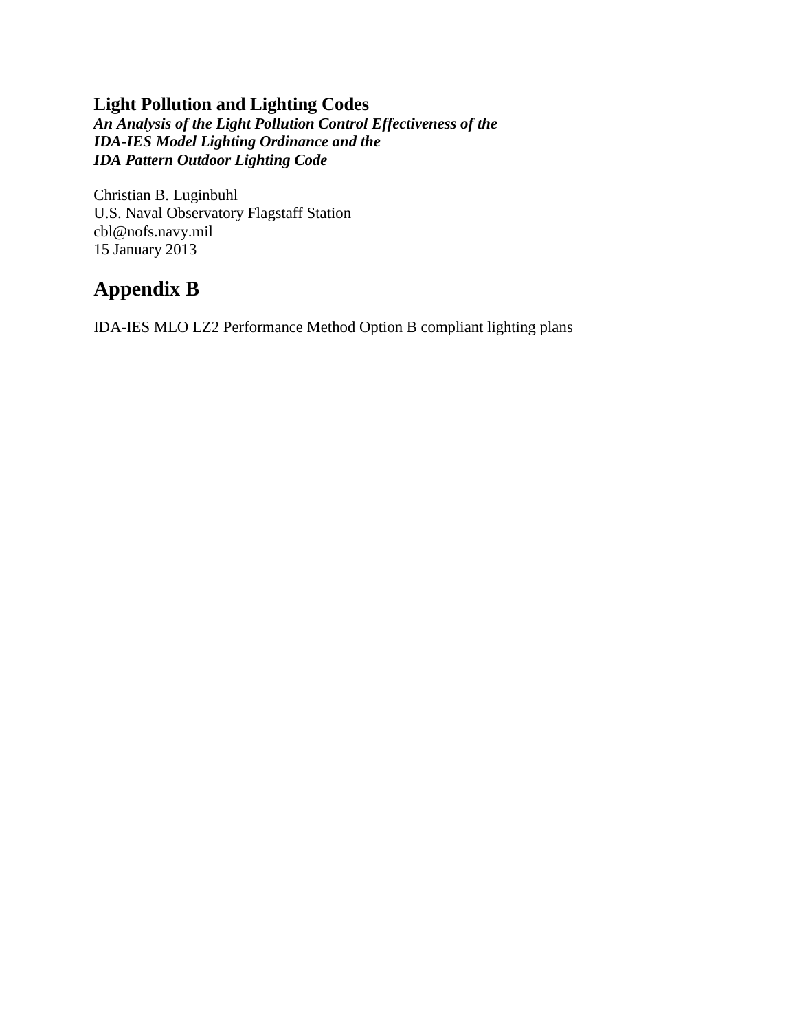**Light Pollution and Lighting Codes**
***An Analysis of the Light Pollution Control Effectiveness of the IDA-IES Model Lighting Ordinance and the IDA Pattern Outdoor Lighting Code***

Christian B. Luginbuhl
U.S. Naval Observatory Flagstaff Station
cbl@nofs.navy.mil
15 January 2013

# Appendix B

IDA-IES MLO LZ2 Performance Method Option B compliant lighting plans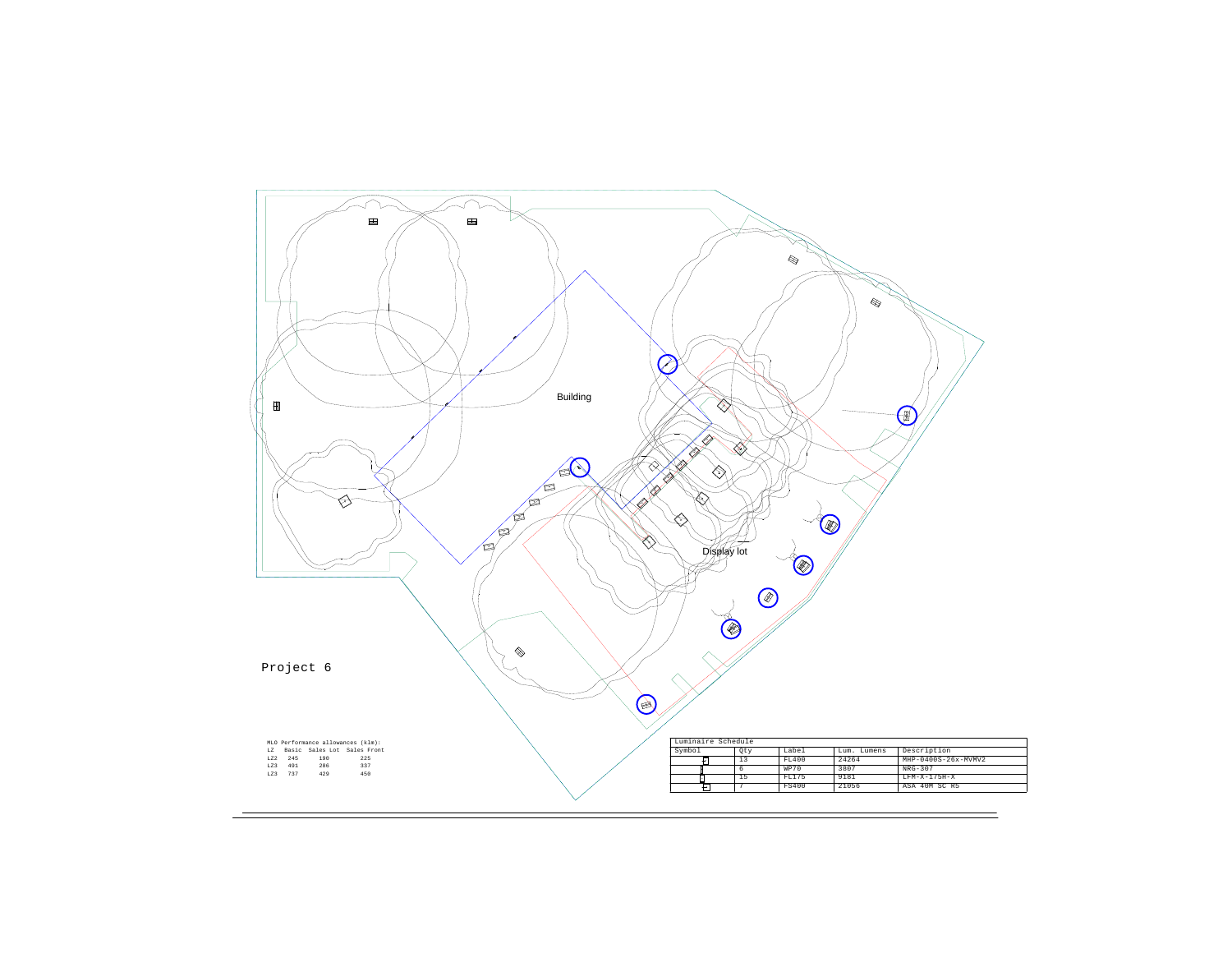Building

Display lot

Project 6

MLO Performance allowances (klm):

| LZ | Basic | Sales Lot | Sales Front |
|---|---|---|---|
| LZ2 | 245 | 190 | 225 |
| LZ3 | 491 | 286 | 337 |
| LZ3 | 737 | 429 | 450 |

Luminaire Schedule

| Symbol | Qty | Label | Lum. Lumens | Description |
|---|---|---|---|---|
| | 13 | FL400 | 24264 | MHP-0400S-26x-MVMV2 |
| | 6 | WP70 | 3807 | NRG-307 |
| | 15 | FL175 | 9181 | LFM-X-175H-X |
| | 7 | FS400 | 21056 | ASA 40M SC R5 |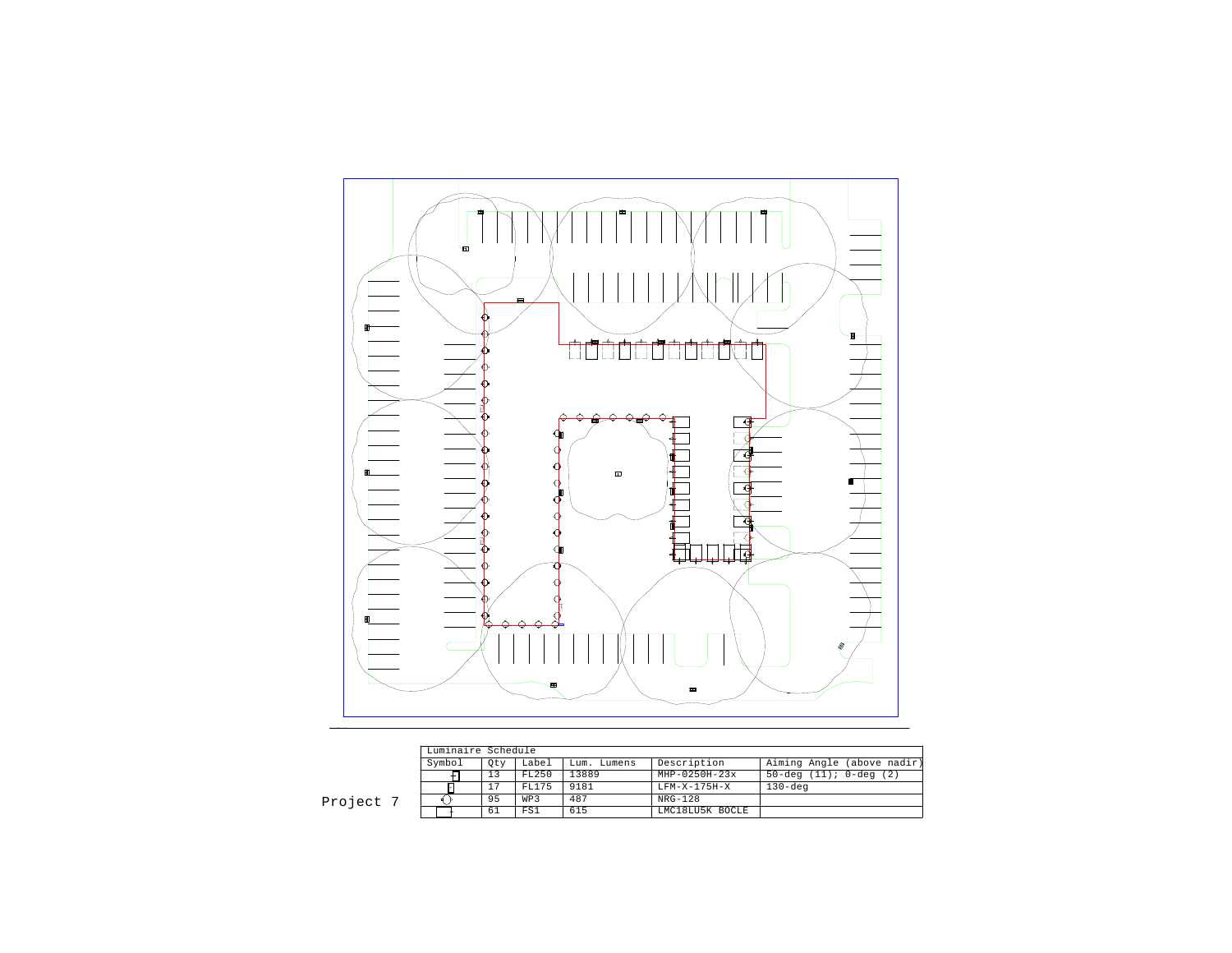Project 7

| Luminaire Schedule | | | | | |
|---|---|---|---|---|---|
| Symbol | Qty | Label | Lum. Lumens | Description | Aiming Angle (above nadir) |
| | 13 | FL250 | 13889 | MHP-0250H-23x | 50-deg (11); 0-deg (2) |
| | 17 | FL175 | 9181 | LFM-X-175H-X | 130-deg |
| | 95 | WP3 | 487 | NRG-128 | |
| | 61 | FS1 | 615 | LMC18LU5K BOCLE | |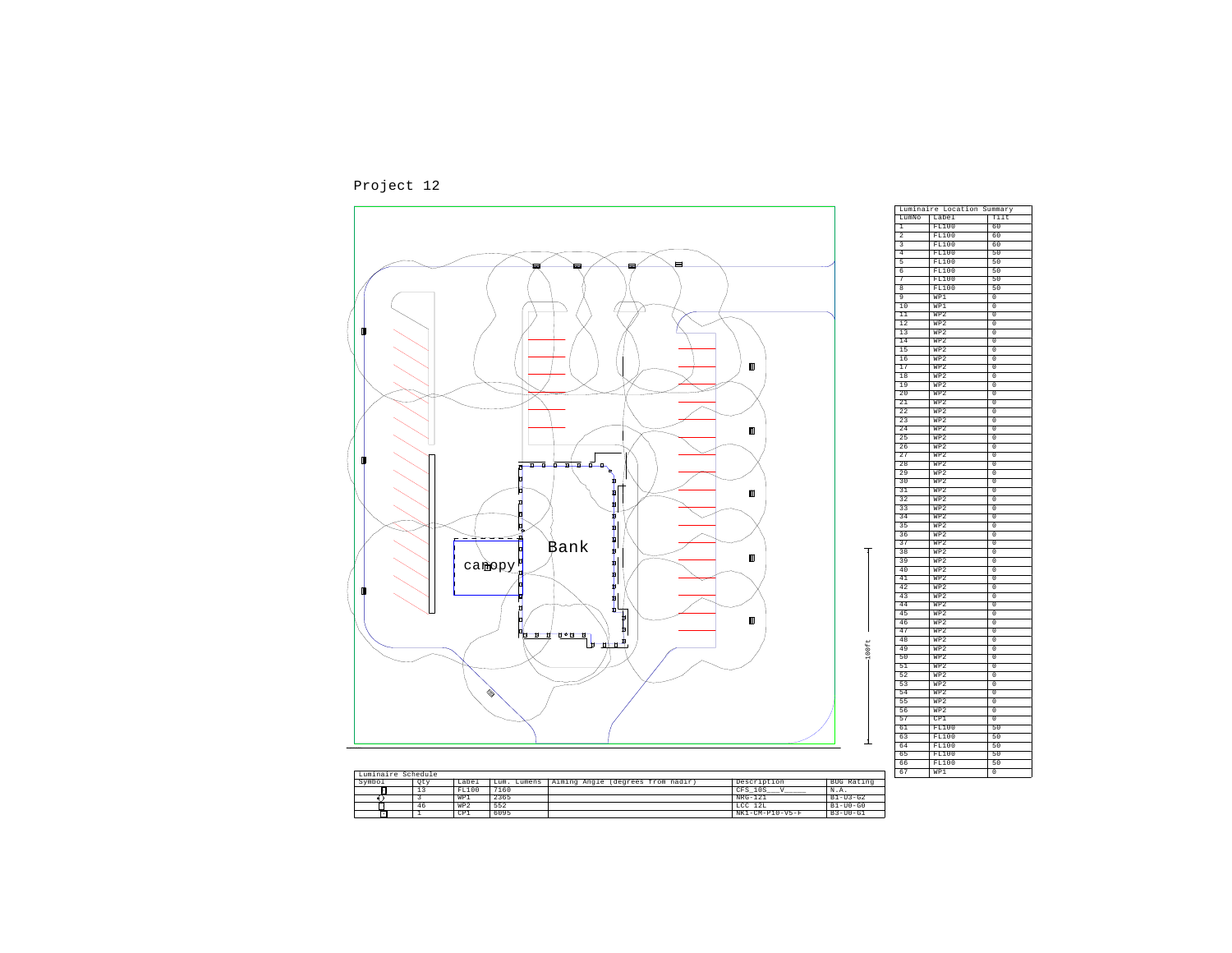# Project 12

canopy

Bank

100ft

| Luminaire Location Summary | |
|---|---|
| LumNo | Label | Tilt |
| 1 | FL100 | 60 |
| 2 | FL100 | 60 |
| 3 | FL100 | 60 |
| 4 | FL100 | 50 |
| 5 | FL100 | 50 |
| 6 | FL100 | 50 |
| 7 | FL100 | 50 |
| 8 | FL100 | 50 |
| 9 | WP1 | 0 |
| 10 | WP1 | 0 |
| 11 | WP2 | 0 |
| 12 | WP2 | 0 |
| 13 | WP2 | 0 |
| 14 | WP2 | 0 |
| 15 | WP2 | 0 |
| 16 | WP2 | 0 |
| 17 | WP2 | 0 |
| 18 | WP2 | 0 |
| 19 | WP2 | 0 |
| 20 | WP2 | 0 |
| 21 | WP2 | 0 |
| 22 | WP2 | 0 |
| 23 | WP2 | 0 |
| 24 | WP2 | 0 |
| 25 | WP2 | 0 |
| 26 | WP2 | 0 |
| 27 | WP2 | 0 |
| 28 | WP2 | 0 |
| 29 | WP2 | 0 |
| 30 | WP2 | 0 |
| 31 | WP2 | 0 |
| 32 | WP2 | 0 |
| 33 | WP2 | 0 |
| 34 | WP2 | 0 |
| 35 | WP2 | 0 |
| 36 | WP2 | 0 |
| 37 | WP2 | 0 |
| 38 | WP2 | 0 |
| 39 | WP2 | 0 |
| 40 | WP2 | 0 |
| 41 | WP2 | 0 |
| 42 | WP2 | 0 |
| 43 | WP2 | 0 |
| 44 | WP2 | 0 |
| 45 | WP2 | 0 |
| 46 | WP2 | 0 |
| 47 | WP2 | 0 |
| 48 | WP2 | 0 |
| 49 | WP2 | 0 |
| 50 | WP2 | 0 |
| 51 | WP2 | 0 |
| 52 | WP2 | 0 |
| 53 | WP2 | 0 |
| 54 | WP2 | 0 |
| 55 | WP2 | 0 |
| 56 | WP2 | 0 |
| 57 | CP1 | 0 |
| 61 | FL100 | 50 |
| 63 | FL100 | 50 |
| 64 | FL100 | 50 |
| 65 | FL100 | 50 |
| 66 | FL100 | 50 |
| 67 | WP1 | 0 |

| Luminaire Schedule | | | | | | |
|---|---|---|---|---|---|---|
| Symbol | Qty | Label | Lum. Lumens | Aiming Angle (degrees from nadir) | Description | BUG Rating |
| | 13 | FL100 | 7160 | | CFS_10S___V_____ | N.A. |
| | 3 | WP1 | 2365 | | NRG-121 | B1-U3-G2 |
| | 46 | WP2 | 552 | | LCC 12L | B1-U0-G0 |
| | 1 | CP1 | 6095 | | NKI-CM-P10-V5-F | B3-U0-G1 |